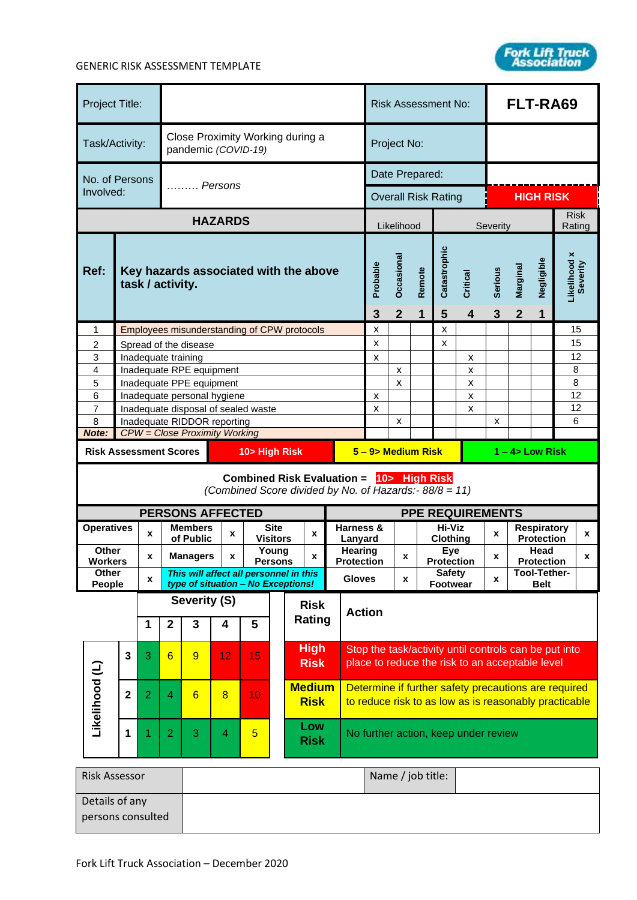GENERIC RISK ASSESSMENT TEMPLATE

| Project Title: | | Risk Assessment No: | **FLT-RA69** |
|---|---|---|---|
| Task/Activity: | Close Proximity Working during a pandemic *(COVID-19)* | Project No: | |
| No. of Persons Involved: | ……… *Persons* | Date Prepared: | |
| | | Overall Risk Rating | **HIGH RISK** |

| | **HAZARDS** | Likelihood | | | Severity | | | | | Risk Rating |
|---|---|---|---|---|---|---|---|---|---|---|
| **Ref:** | **Key hazards associated with the above task / activity.** | **Probable** | **Occasional** | **Remote** | **Catastrophic** | **Critical** | **Serious** | **Marginal** | **Negligible** | **Likelihood x Severity** |
| | | **3** | **2** | **1** | **5** | **4** | **3** | **2** | **1** | |
| 1 | Employees misunderstanding of CPW protocols | x | | | x | | | | | 15 |
| 2 | Spread of the disease | x | | | x | | | | | 15 |
| 3 | Inadequate training | x | | | | x | | | | 12 |
| 4 | Inadequate RPE equipment | | x | | | x | | | | 8 |
| 5 | Inadequate PPE equipment | | x | | | x | | | | 8 |
| 6 | Inadequate personal hygiene | x | | | | x | | | | 12 |
| 7 | Inadequate disposal of sealed waste | x | | | | x | | | | 12 |
| 8 | Inadequate RIDDOR reporting | | x | | | | x | | | 6 |
| ***Note:*** | *CPW = Close Proximity Working* | | | | | | | | | |

| **Risk Assessment Scores** | **10> High Risk** | **5 – 9> Medium Risk** | **1 – 4> Low Risk** |
|---|---|---|---|

**Combined Risk Evaluation = 10> High Risk**
*(Combined Score divided by No. of Hazards:- 88/8 = 11)*

| **PERSONS AFFECTED** | | | | | | **PPE REQUIREMENTS** | | | | | |
|---|---|---|---|---|---|---|---|---|---|---|---|
| **Operatives** | **x** | **Members of Public** | **x** | **Site Visitors** | **x** | **Harness & Lanyard** | | **Hi-Viz Clothing** | **x** | **Respiratory Protection** | **x** |
| **Other Workers** | **x** | **Managers** | **x** | **Young Persons** | **x** | **Hearing Protection** | **x** | **Eye Protection** | **x** | **Head Protection** | **x** |
| **Other People** | **x** | ***This will affect all personnel in this type of situation – No Exceptions!*** | | | | **Gloves** | **x** | **Safety Footwear** | **x** | **Tool-Tether-Belt** | |

| | | **Severity (S)** | | | | |
|---|---|---|---|---|---|---|
| | | **1** | **2** | **3** | **4** | **5** |
| **Likelihood (L)** | **3** | 3 | 6 | 9 | 12 | 15 |
| | **2** | 2 | 4 | 6 | 8 | 10 |
| | **1** | 1 | 2 | 3 | 4 | 5 |

| **Risk Rating** | **Action** |
|---|---|
| **High Risk** | Stop the task/activity until controls can be put into place to reduce the risk to an acceptable level |
| **Medium Risk** | Determine if further safety precautions are required to reduce risk to as low as is reasonably practicable |
| **Low Risk** | No further action, keep under review |

| Risk Assessor | | Name / job title: | |
|---|---|---|---|
| Details of any persons consulted | | | |

Fork Lift Truck Association – December 2020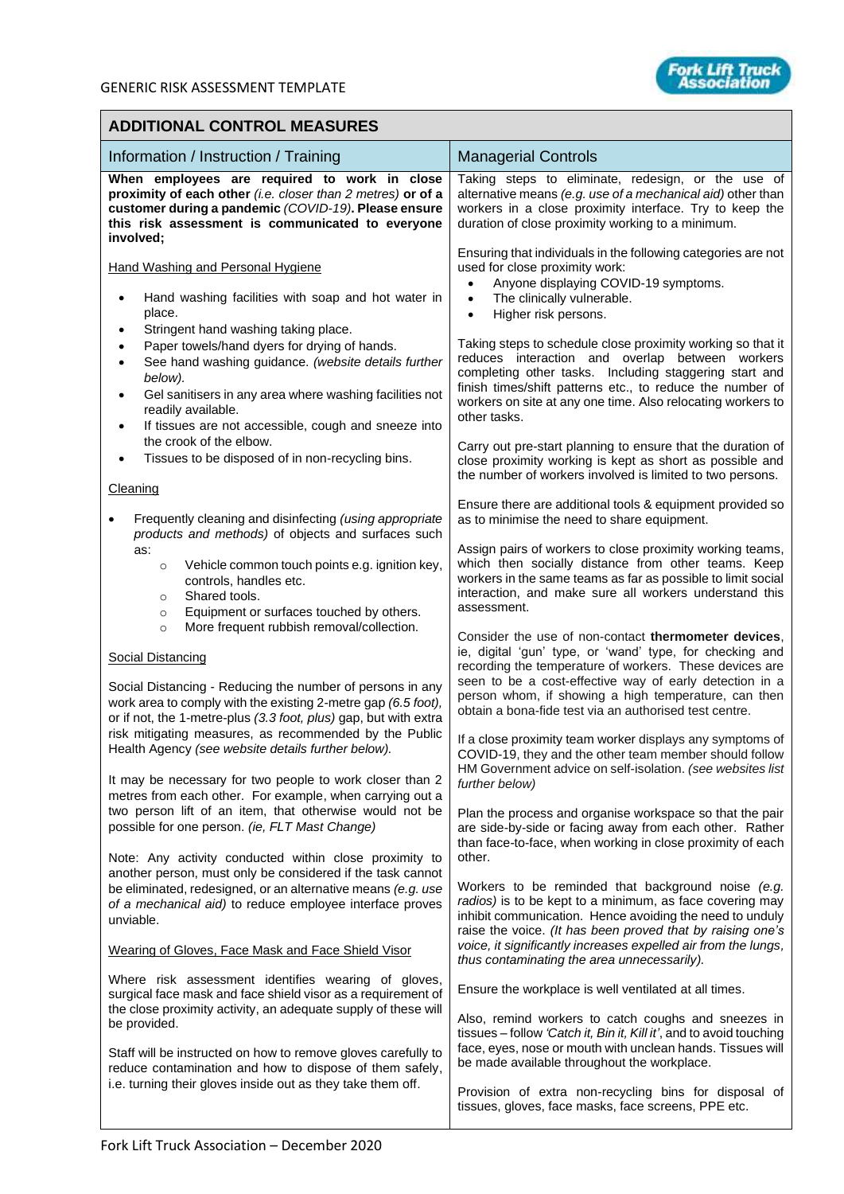## ADDITIONAL CONTROL MEASURES

### Information / Instruction / Training

**When employees are required to work in close proximity of each other** *(i.e. closer than 2 metres)* **or of a customer during a pandemic** *(COVID-19)*. **Please ensure this risk assessment is communicated to everyone involved;**

Hand Washing and Personal Hygiene

- Hand washing facilities with soap and hot water in place.
- Stringent hand washing taking place.
- Paper towels/hand dyers for drying of hands.
- See hand washing guidance. *(website details further below).*
- Gel sanitisers in any area where washing facilities not readily available.
- If tissues are not accessible, cough and sneeze into the crook of the elbow.
- Tissues to be disposed of in non-recycling bins.

Cleaning

- Frequently cleaning and disinfecting *(using appropriate products and methods)* of objects and surfaces such as:
  - Vehicle common touch points e.g. ignition key, controls, handles etc.
  - Shared tools.
  - Equipment or surfaces touched by others.
  - More frequent rubbish removal/collection.

Social Distancing

Social Distancing - Reducing the number of persons in any work area to comply with the existing 2-metre gap *(6.5 foot)*, or if not, the 1-metre-plus *(3.3 foot, plus)* gap, but with extra risk mitigating measures, as recommended by the Public Health Agency *(see website details further below).*

It may be necessary for two people to work closer than 2 metres from each other. For example, when carrying out a two person lift of an item, that otherwise would not be possible for one person. *(ie, FLT Mast Change)*

Note: Any activity conducted within close proximity to another person, must only be considered if the task cannot be eliminated, redesigned, or an alternative means *(e.g. use of a mechanical aid)* to reduce employee interface proves unviable.

Wearing of Gloves, Face Mask and Face Shield Visor

Where risk assessment identifies wearing of gloves, surgical face mask and face shield visor as a requirement of the close proximity activity, an adequate supply of these will be provided.

Staff will be instructed on how to remove gloves carefully to reduce contamination and how to dispose of them safely, i.e. turning their gloves inside out as they take them off.

### Managerial Controls

Taking steps to eliminate, redesign, or the use of alternative means *(e.g. use of a mechanical aid)* other than workers in a close proximity interface. Try to keep the duration of close proximity working to a minimum.

Ensuring that individuals in the following categories are not used for close proximity work:

- Anyone displaying COVID-19 symptoms.
- The clinically vulnerable.
- Higher risk persons.

Taking steps to schedule close proximity working so that it reduces interaction and overlap between workers completing other tasks. Including staggering start and finish times/shift patterns etc., to reduce the number of workers on site at any one time. Also relocating workers to other tasks.

Carry out pre-start planning to ensure that the duration of close proximity working is kept as short as possible and the number of workers involved is limited to two persons.

Ensure there are additional tools & equipment provided so as to minimise the need to share equipment.

Assign pairs of workers to close proximity working teams, which then socially distance from other teams. Keep workers in the same teams as far as possible to limit social interaction, and make sure all workers understand this assessment.

Consider the use of non-contact **thermometer devices**, ie, digital 'gun' type, or 'wand' type, for checking and recording the temperature of workers. These devices are seen to be a cost-effective way of early detection in a person whom, if showing a high temperature, can then obtain a bona-fide test via an authorised test centre.

If a close proximity team worker displays any symptoms of COVID-19, they and the other team member should follow HM Government advice on self-isolation. *(see websites list further below)*

Plan the process and organise workspace so that the pair are side-by-side or facing away from each other. Rather than face-to-face, when working in close proximity of each other.

Workers to be reminded that background noise *(e.g. radios)* is to be kept to a minimum, as face covering may inhibit communication. Hence avoiding the need to unduly raise the voice. *(It has been proved that by raising one's voice, it significantly increases expelled air from the lungs, thus contaminating the area unnecessarily).*

Ensure the workplace is well ventilated at all times.

Also, remind workers to catch coughs and sneezes in tissues – follow *'Catch it, Bin it, Kill it'*, and to avoid touching face, eyes, nose or mouth with unclean hands. Tissues will be made available throughout the workplace.

Provision of extra non-recycling bins for disposal of tissues, gloves, face masks, face screens, PPE etc.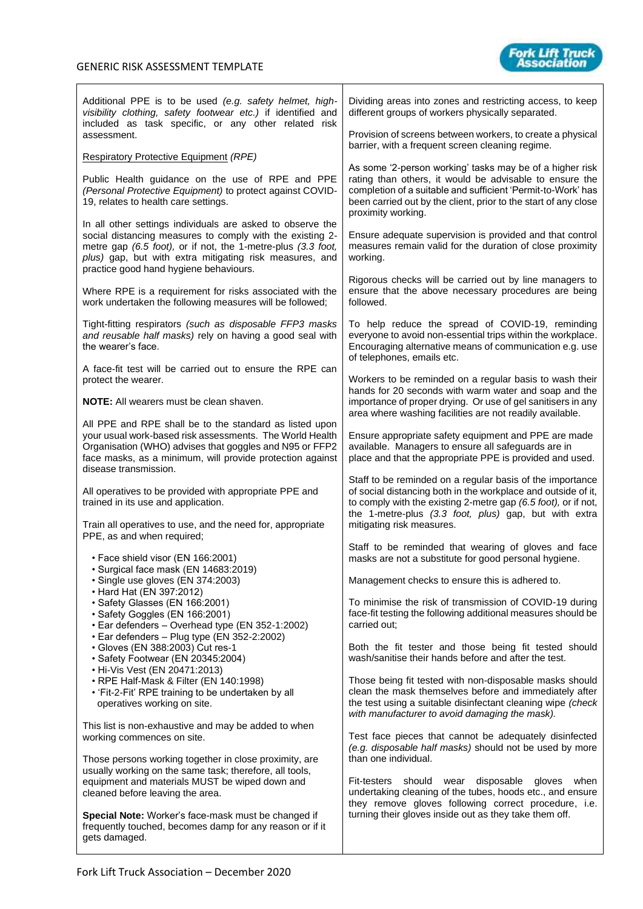Additional PPE is to be used *(e.g. safety helmet, high-visibility clothing, safety footwear etc.)* if identified and included as task specific, or any other related risk assessment.

Respiratory Protective Equipment *(RPE)*

Public Health guidance on the use of RPE and PPE *(Personal Protective Equipment)* to protect against COVID-19, relates to health care settings.

In all other settings individuals are asked to observe the social distancing measures to comply with the existing 2-metre gap *(6.5 foot),* or if not, the 1-metre-plus *(3.3 foot, plus)* gap, but with extra mitigating risk measures, and practice good hand hygiene behaviours.

Where RPE is a requirement for risks associated with the work undertaken the following measures will be followed;

Tight-fitting respirators *(such as disposable FFP3 masks and reusable half masks)* rely on having a good seal with the wearer's face.

A face-fit test will be carried out to ensure the RPE can protect the wearer.

**NOTE:** All wearers must be clean shaven.

All PPE and RPE shall be to the standard as listed upon your usual work-based risk assessments. The World Health Organisation (WHO) advises that goggles and N95 or FFP2 face masks, as a minimum, will provide protection against disease transmission.

All operatives to be provided with appropriate PPE and trained in its use and application.

Train all operatives to use, and the need for, appropriate PPE, as and when required;

- Face shield visor (EN 166:2001)
- Surgical face mask (EN 14683:2019)
- Single use gloves (EN 374:2003)
- Hard Hat (EN 397:2012)
- Safety Glasses (EN 166:2001)
- Safety Goggles (EN 166:2001)
- Ear defenders – Overhead type (EN 352-1:2002)
- Ear defenders – Plug type (EN 352-2:2002)
- Gloves (EN 388:2003) Cut res-1
- Safety Footwear (EN 20345:2004)
- Hi-Vis Vest (EN 20471:2013)
- RPE Half-Mask & Filter (EN 140:1998)
- 'Fit-2-Fit' RPE training to be undertaken by all operatives working on site.

This list is non-exhaustive and may be added to when working commences on site.

Those persons working together in close proximity, are usually working on the same task; therefore, all tools, equipment and materials MUST be wiped down and cleaned before leaving the area.

**Special Note:** Worker's face-mask must be changed if frequently touched, becomes damp for any reason or if it gets damaged.

Dividing areas into zones and restricting access, to keep different groups of workers physically separated.

Provision of screens between workers, to create a physical barrier, with a frequent screen cleaning regime.

As some '2-person working' tasks may be of a higher risk rating than others, it would be advisable to ensure the completion of a suitable and sufficient 'Permit-to-Work' has been carried out by the client, prior to the start of any close proximity working.

Ensure adequate supervision is provided and that control measures remain valid for the duration of close proximity working.

Rigorous checks will be carried out by line managers to ensure that the above necessary procedures are being followed.

To help reduce the spread of COVID-19, reminding everyone to avoid non-essential trips within the workplace. Encouraging alternative means of communication e.g. use of telephones, emails etc.

Workers to be reminded on a regular basis to wash their hands for 20 seconds with warm water and soap and the importance of proper drying. Or use of gel sanitisers in any area where washing facilities are not readily available.

Ensure appropriate safety equipment and PPE are made available. Managers to ensure all safeguards are in place and that the appropriate PPE is provided and used.

Staff to be reminded on a regular basis of the importance of social distancing both in the workplace and outside of it, to comply with the existing 2-metre gap *(6.5 foot),* or if not, the 1-metre-plus *(3.3 foot, plus)* gap, but with extra mitigating risk measures.

Staff to be reminded that wearing of gloves and face masks are not a substitute for good personal hygiene.

Management checks to ensure this is adhered to.

To minimise the risk of transmission of COVID-19 during face-fit testing the following additional measures should be carried out;

Both the fit tester and those being fit tested should wash/sanitise their hands before and after the test.

Those being fit tested with non-disposable masks should clean the mask themselves before and immediately after the test using a suitable disinfectant cleaning wipe *(check with manufacturer to avoid damaging the mask).*

Test face pieces that cannot be adequately disinfected *(e.g. disposable half masks)* should not be used by more than one individual.

Fit-testers should wear disposable gloves when undertaking cleaning of the tubes, hoods etc., and ensure they remove gloves following correct procedure, i.e. turning their gloves inside out as they take them off.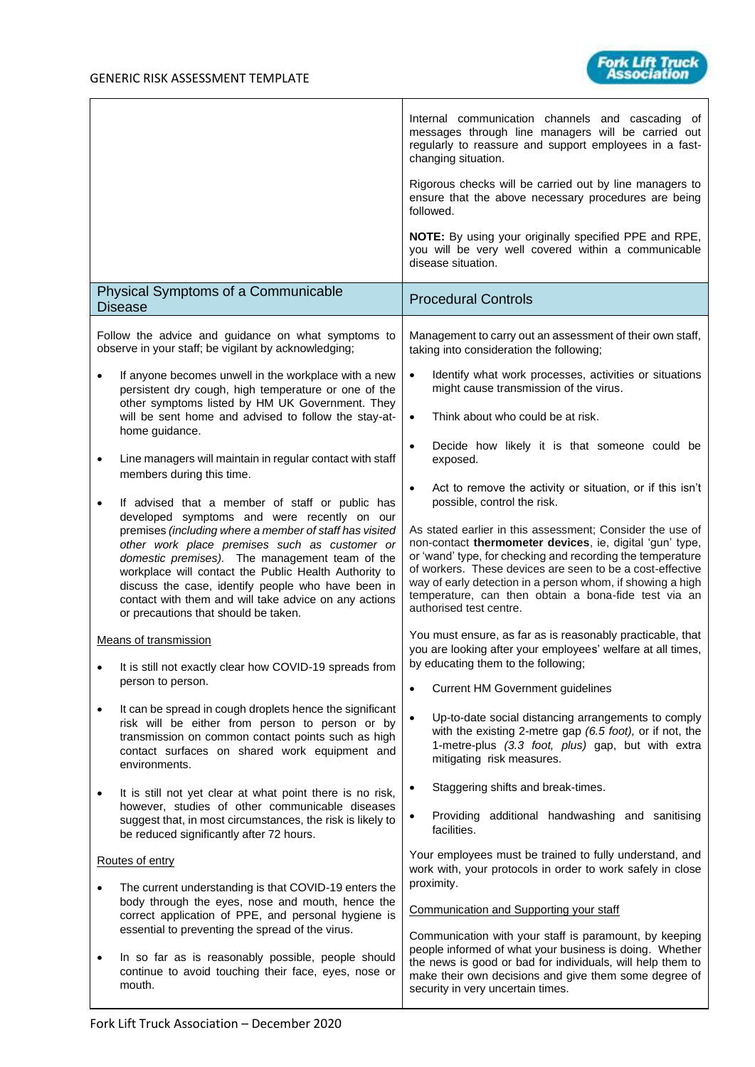| | |
|---|---|
| | Internal communication channels and cascading of messages through line managers will be carried out regularly to reassure and support employees in a fast-changing situation.<br><br>Rigorous checks will be carried out by line managers to ensure that the above necessary procedures are being followed.<br><br>**NOTE:** By using your originally specified PPE and RPE, you will be very well covered within a communicable disease situation. |
| **Physical Symptoms of a Communicable Disease** | **Procedural Controls** |
| Follow the advice and guidance on what symptoms to observe in your staff; be vigilant by acknowledging;<br><br>• If anyone becomes unwell in the workplace with a new persistent dry cough, high temperature or one of the other symptoms listed by HM UK Government. They will be sent home and advised to follow the stay-at-home guidance.<br><br>• Line managers will maintain in regular contact with staff members during this time.<br><br>• If advised that a member of staff or public has developed symptoms and were recently on our premises *(including where a member of staff has visited other work place premises such as customer or domestic premises)*. The management team of the workplace will contact the Public Health Authority to discuss the case, identify people who have been in contact with them and will take advice on any actions or precautions that should be taken.<br><br><u>Means of transmission</u><br><br>• It is still not exactly clear how COVID-19 spreads from person to person.<br><br>• It can be spread in cough droplets hence the significant risk will be either from person to person or by transmission on common contact points such as high contact surfaces on shared work equipment and environments.<br><br>• It is still not yet clear at what point there is no risk, however, studies of other communicable diseases suggest that, in most circumstances, the risk is likely to be reduced significantly after 72 hours.<br><br><u>Routes of entry</u><br><br>• The current understanding is that COVID-19 enters the body through the eyes, nose and mouth, hence the correct application of PPE, and personal hygiene is essential to preventing the spread of the virus.<br><br>• In so far as is reasonably possible, people should continue to avoid touching their face, eyes, nose or mouth. | Management to carry out an assessment of their own staff, taking into consideration the following;<br><br>• Identify what work processes, activities or situations might cause transmission of the virus.<br><br>• Think about who could be at risk.<br><br>• Decide how likely it is that someone could be exposed.<br><br>• Act to remove the activity or situation, or if this isn't possible, control the risk.<br><br>As stated earlier in this assessment; Consider the use of non-contact **thermometer devices**, ie, digital 'gun' type, or 'wand' type, for checking and recording the temperature of workers. These devices are seen to be a cost-effective way of early detection in a person whom, if showing a high temperature, can then obtain a bona-fide test via an authorised test centre.<br><br>You must ensure, as far as is reasonably practicable, that you are looking after your employees' welfare at all times, by educating them to the following;<br><br>• Current HM Government guidelines<br><br>• Up-to-date social distancing arrangements to comply with the existing 2-metre gap *(6.5 foot)*, or if not, the 1-metre-plus *(3.3 foot, plus)* gap, but with extra mitigating risk measures.<br><br>• Staggering shifts and break-times.<br><br>• Providing additional handwashing and sanitising facilities.<br><br>Your employees must be trained to fully understand, and work with, your protocols in order to work safely in close proximity.<br><br><u>Communication and Supporting your staff</u><br><br>Communication with your staff is paramount, by keeping people informed of what your business is doing. Whether the news is good or bad for individuals, will help them to make their own decisions and give them some degree of security in very uncertain times. |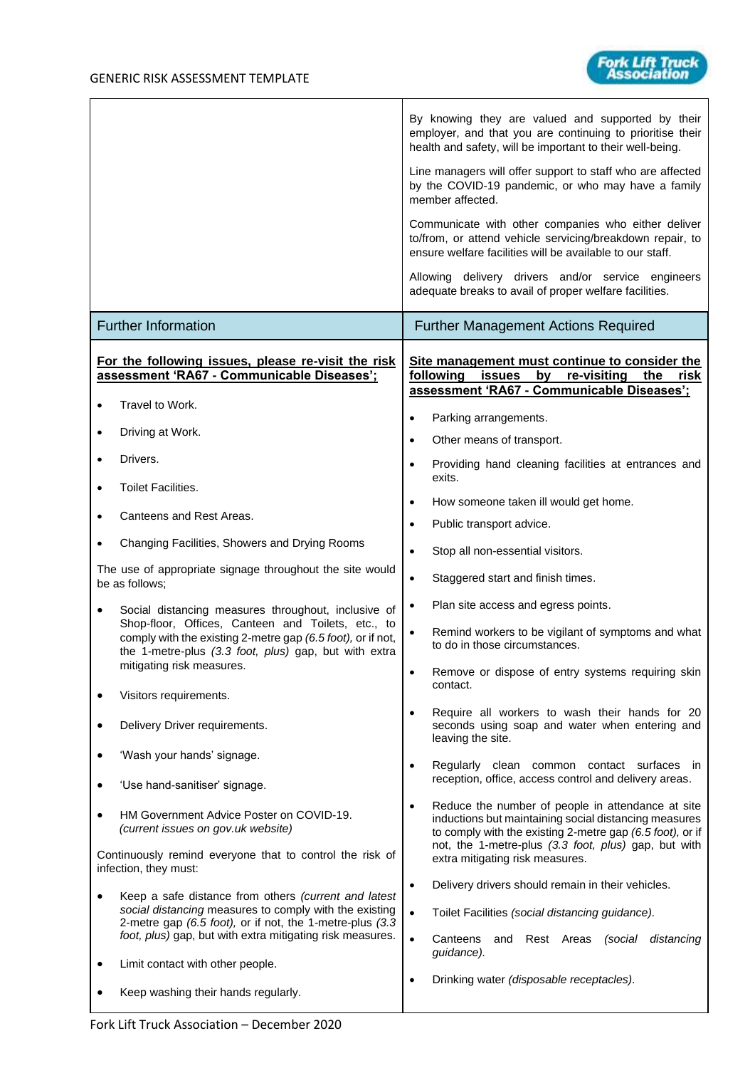| | |
|---|---|
| | By knowing they are valued and supported by their employer, and that you are continuing to prioritise their health and safety, will be important to their well-being.<br><br>Line managers will offer support to staff who are affected by the COVID-19 pandemic, or who may have a family member affected.<br><br>Communicate with other companies who either deliver to/from, or attend vehicle servicing/breakdown repair, to ensure welfare facilities will be available to our staff.<br><br>Allowing delivery drivers and/or service engineers adequate breaks to avail of proper welfare facilities. |
| **Further Information** | **Further Management Actions Required** |
| **<u>For the following issues, please re-visit the risk assessment 'RA67 - Communicable Diseases';</u>**<br><br>• Travel to Work.<br>• Driving at Work.<br>• Drivers.<br>• Toilet Facilities.<br>• Canteens and Rest Areas.<br>• Changing Facilities, Showers and Drying Rooms<br><br>The use of appropriate signage throughout the site would be as follows;<br><br>• Social distancing measures throughout, inclusive of Shop-floor, Offices, Canteen and Toilets, etc., to comply with the existing 2-metre gap *(6.5 foot),* or if not, the 1-metre-plus *(3.3 foot, plus)* gap, but with extra mitigating risk measures.<br>• Visitors requirements.<br>• Delivery Driver requirements.<br>• 'Wash your hands' signage.<br>• 'Use hand-sanitiser' signage.<br>• HM Government Advice Poster on COVID-19. *(current issues on gov.uk website)*<br><br>Continuously remind everyone that to control the risk of infection, they must:<br><br>• Keep a safe distance from others *(current and latest social distancing* measures to comply with the existing 2-metre gap *(6.5 foot),* or if not, the 1-metre-plus *(3.3 foot, plus)* gap, but with extra mitigating risk measures.<br>• Limit contact with other people.<br>• Keep washing their hands regularly. | **<u>Site management must continue to consider the following issues by re-visiting the risk assessment 'RA67 - Communicable Diseases';</u>**<br><br>• Parking arrangements.<br>• Other means of transport.<br>• Providing hand cleaning facilities at entrances and exits.<br>• How someone taken ill would get home.<br>• Public transport advice.<br>• Stop all non-essential visitors.<br>• Staggered start and finish times.<br>• Plan site access and egress points.<br>• Remind workers to be vigilant of symptoms and what to do in those circumstances.<br>• Remove or dispose of entry systems requiring skin contact.<br>• Require all workers to wash their hands for 20 seconds using soap and water when entering and leaving the site.<br>• Regularly clean common contact surfaces in reception, office, access control and delivery areas.<br>• Reduce the number of people in attendance at site inductions but maintaining social distancing measures to comply with the existing 2-metre gap *(6.5 foot),* or if not, the 1-metre-plus *(3.3 foot, plus)* gap, but with extra mitigating risk measures.<br>• Delivery drivers should remain in their vehicles.<br>• Toilet Facilities *(social distancing guidance).*<br>• Canteens and Rest Areas *(social distancing guidance).*<br>• Drinking water *(disposable receptacles).* |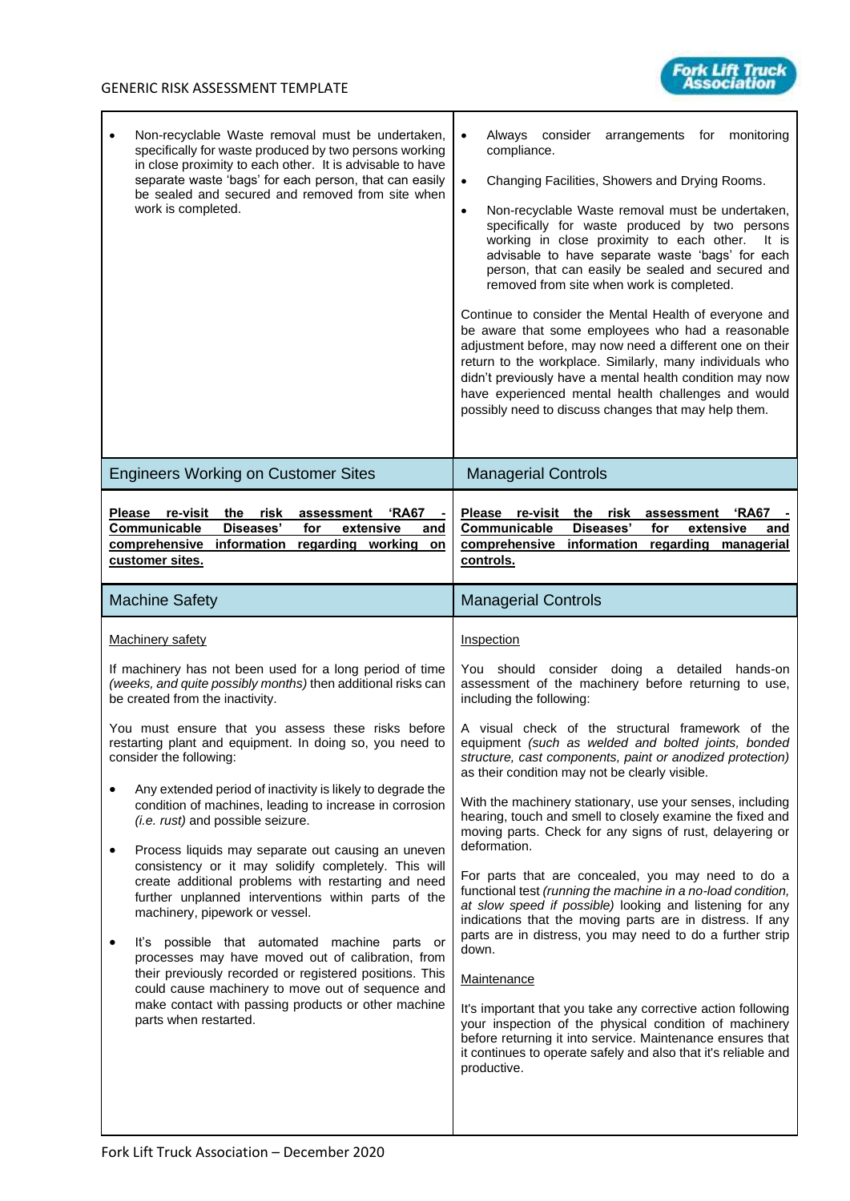| | |
|---|---|
| • Non-recyclable Waste removal must be undertaken, specifically for waste produced by two persons working in close proximity to each other. It is advisable to have separate waste 'bags' for each person, that can easily be sealed and secured and removed from site when work is completed. | • Always consider arrangements for monitoring compliance.<br><br>• Changing Facilities, Showers and Drying Rooms.<br><br>• Non-recyclable Waste removal must be undertaken, specifically for waste produced by two persons working in close proximity to each other. It is advisable to have separate waste 'bags' for each person, that can easily be sealed and secured and removed from site when work is completed.<br><br>Continue to consider the Mental Health of everyone and be aware that some employees who had a reasonable adjustment before, may now need a different one on their return to the workplace. Similarly, many individuals who didn't previously have a mental health condition may now have experienced mental health challenges and would possibly need to discuss changes that may help them. |
| **Engineers Working on Customer Sites** | **Managerial Controls** |
| **Please re-visit the risk assessment 'RA67 - Communicable Diseases' for extensive and comprehensive information regarding working on customer sites.** | **Please re-visit the risk assessment 'RA67 - Communicable Diseases' for extensive and comprehensive information regarding managerial controls.** |
| **Machine Safety** | **Managerial Controls** |
| Machinery safety<br><br>If machinery has not been used for a long period of time *(weeks, and quite possibly months)* then additional risks can be created from the inactivity.<br><br>You must ensure that you assess these risks before restarting plant and equipment. In doing so, you need to consider the following:<br><br>• Any extended period of inactivity is likely to degrade the condition of machines, leading to increase in corrosion *(i.e. rust)* and possible seizure.<br><br>• Process liquids may separate out causing an uneven consistency or it may solidify completely. This will create additional problems with restarting and need further unplanned interventions within parts of the machinery, pipework or vessel.<br><br>• It's possible that automated machine parts or processes may have moved out of calibration, from their previously recorded or registered positions. This could cause machinery to move out of sequence and make contact with passing products or other machine parts when restarted. | Inspection<br><br>You should consider doing a detailed hands-on assessment of the machinery before returning to use, including the following:<br><br>A visual check of the structural framework of the equipment *(such as welded and bolted joints, bonded structure, cast components, paint or anodized protection)* as their condition may not be clearly visible.<br><br>With the machinery stationary, use your senses, including hearing, touch and smell to closely examine the fixed and moving parts. Check for any signs of rust, delayering or deformation.<br><br>For parts that are concealed, you may need to do a functional test *(running the machine in a no-load condition, at slow speed if possible)* looking and listening for any indications that the moving parts are in distress. If any parts are in distress, you may need to do a further strip down.<br><br>Maintenance<br><br>It's important that you take any corrective action following your inspection of the physical condition of machinery before returning it into service. Maintenance ensures that it continues to operate safely and also that it's reliable and productive. |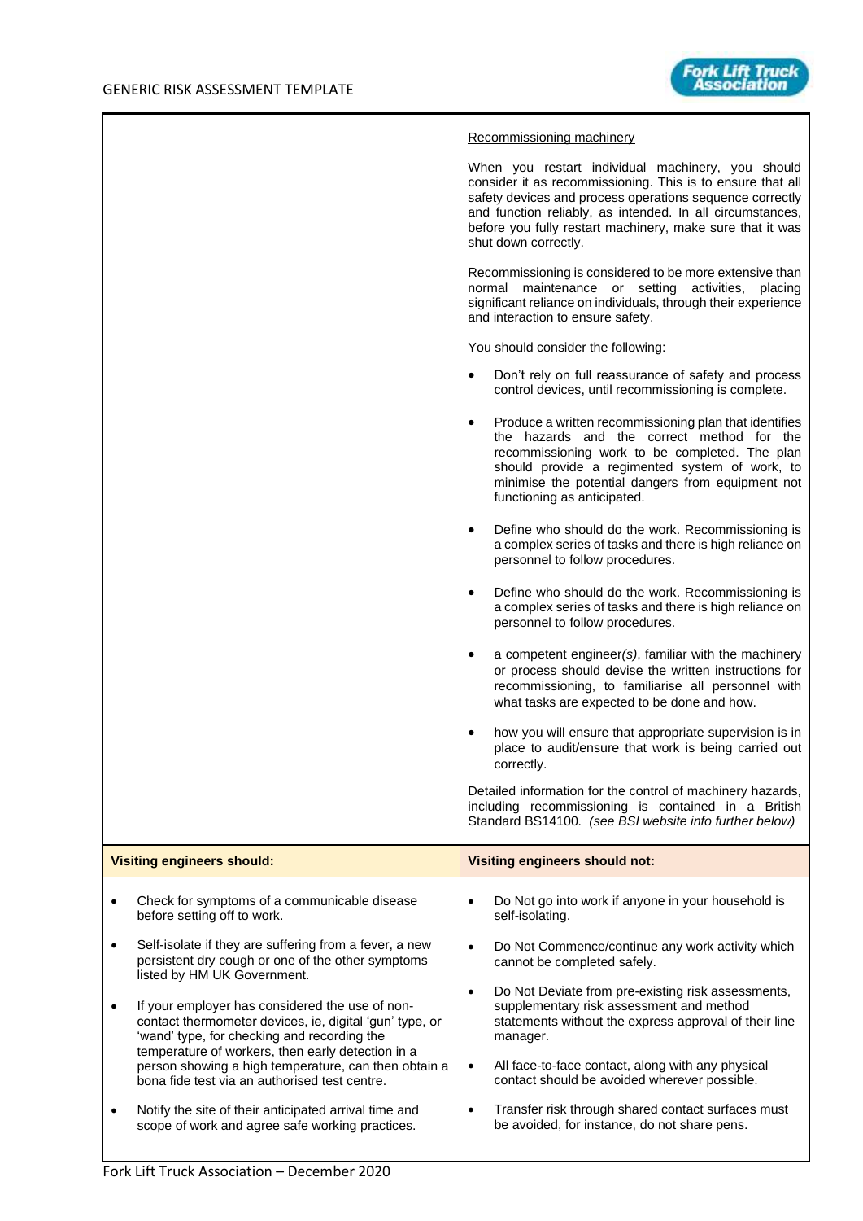| | Recommissioning machinery<br><br>When you restart individual machinery, you should consider it as recommissioning. This is to ensure that all safety devices and process operations sequence correctly and function reliably, as intended. In all circumstances, before you fully restart machinery, make sure that it was shut down correctly.<br><br>Recommissioning is considered to be more extensive than normal maintenance or setting activities, placing significant reliance on individuals, through their experience and interaction to ensure safety.<br><br>You should consider the following:<br><br>• Don't rely on full reassurance of safety and process control devices, until recommissioning is complete.<br><br>• Produce a written recommissioning plan that identifies the hazards and the correct method for the recommissioning work to be completed. The plan should provide a regimented system of work, to minimise the potential dangers from equipment not functioning as anticipated.<br><br>• Define who should do the work. Recommissioning is a complex series of tasks and there is high reliance on personnel to follow procedures.<br><br>• Define who should do the work. Recommissioning is a complex series of tasks and there is high reliance on personnel to follow procedures.<br><br>• a competent engineer*(s)*, familiar with the machinery or process should devise the written instructions for recommissioning, to familiarise all personnel with what tasks are expected to be done and how.<br><br>• how you will ensure that appropriate supervision is in place to audit/ensure that work is being carried out correctly.<br><br>Detailed information for the control of machinery hazards, including recommissioning is contained in a British Standard BS14100. *(see BSI website info further below)* |
|---|---|
| **Visiting engineers should:** | **Visiting engineers should not:** |
| • Check for symptoms of a communicable disease before setting off to work.<br><br>• Self-isolate if they are suffering from a fever, a new persistent dry cough or one of the other symptoms listed by HM UK Government.<br><br>• If your employer has considered the use of non-contact thermometer devices, ie, digital 'gun' type, or 'wand' type, for checking and recording the temperature of workers, then early detection in a person showing a high temperature, can then obtain a bona fide test via an authorised test centre.<br><br>• Notify the site of their anticipated arrival time and scope of work and agree safe working practices. | • Do Not go into work if anyone in your household is self-isolating.<br><br>• Do Not Commence/continue any work activity which cannot be completed safely.<br><br>• Do Not Deviate from pre-existing risk assessments, supplementary risk assessment and method statements without the express approval of their line manager.<br><br>• All face-to-face contact, along with any physical contact should be avoided wherever possible.<br><br>• Transfer risk through shared contact surfaces must be avoided, for instance, do not share pens. |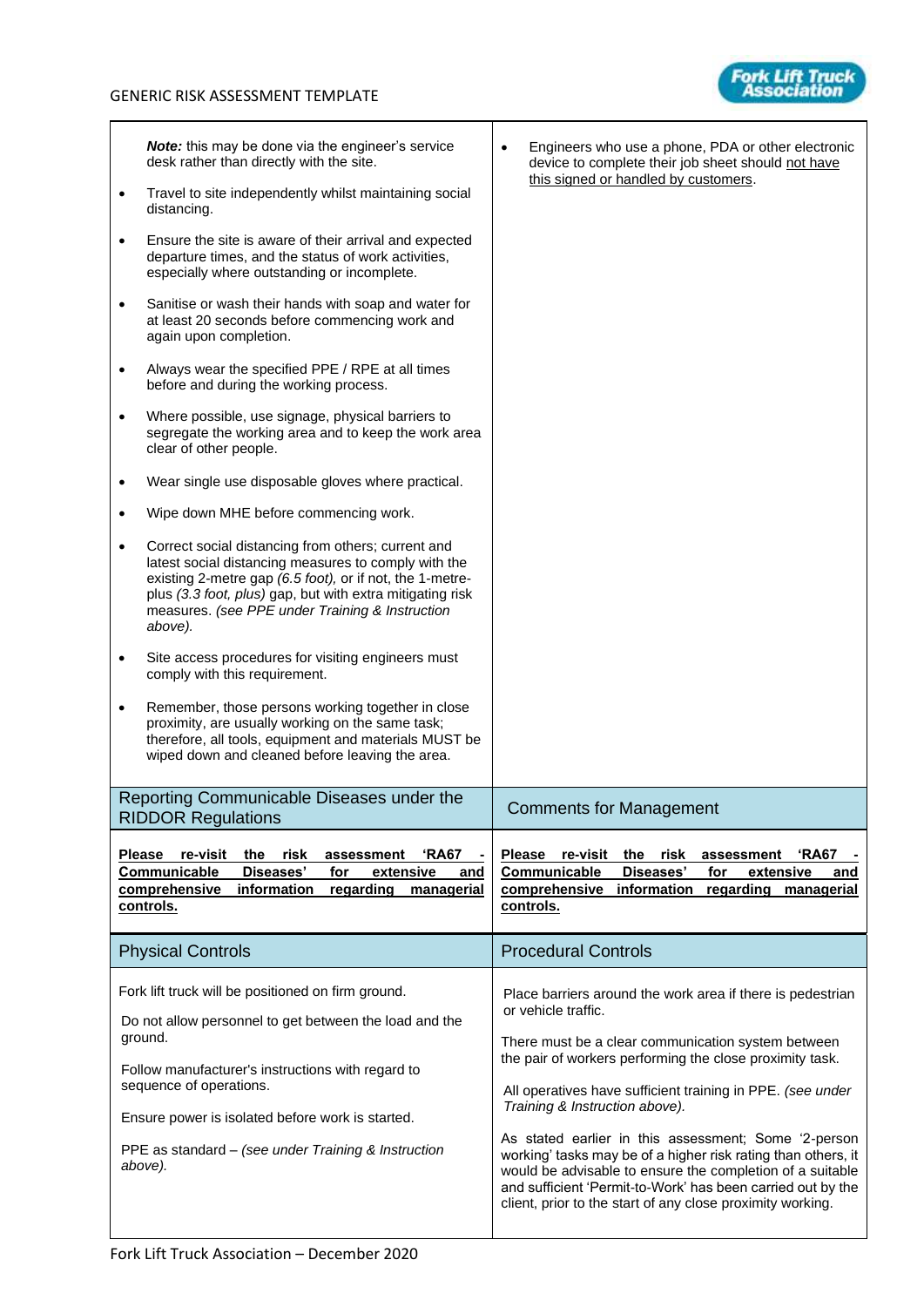| | |
|---|---|
| ***Note:*** this may be done via the engineer's service desk rather than directly with the site.<br>• Travel to site independently whilst maintaining social distancing.<br>• Ensure the site is aware of their arrival and expected departure times, and the status of work activities, especially where outstanding or incomplete.<br>• Sanitise or wash their hands with soap and water for at least 20 seconds before commencing work and again upon completion.<br>• Always wear the specified PPE / RPE at all times before and during the working process.<br>• Where possible, use signage, physical barriers to segregate the working area and to keep the work area clear of other people.<br>• Wear single use disposable gloves where practical.<br>• Wipe down MHE before commencing work.<br>• Correct social distancing from others; current and latest social distancing measures to comply with the existing 2-metre gap *(6.5 foot),* or if not, the 1-metre-plus *(3.3 foot, plus)* gap, but with extra mitigating risk measures. *(see PPE under Training & Instruction above).*<br>• Site access procedures for visiting engineers must comply with this requirement.<br>• Remember, those persons working together in close proximity, are usually working on the same task; therefore, all tools, equipment and materials MUST be wiped down and cleaned before leaving the area. | • Engineers who use a phone, PDA or other electronic device to complete their job sheet should <u>not have this signed or handled by customers</u>. |
| **Reporting Communicable Diseases under the RIDDOR Regulations** | **Comments for Management** |
| **<u>Please re-visit the risk assessment 'RA67 - Communicable Diseases' for extensive and comprehensive information regarding managerial controls.</u>** | **<u>Please re-visit the risk assessment 'RA67 - Communicable Diseases' for extensive and comprehensive information regarding managerial controls.</u>** |
| **Physical Controls** | **Procedural Controls** |
| Fork lift truck will be positioned on firm ground.<br><br>Do not allow personnel to get between the load and the ground.<br><br>Follow manufacturer's instructions with regard to sequence of operations.<br><br>Ensure power is isolated before work is started.<br><br>PPE as standard – *(see under Training & Instruction above).* | Place barriers around the work area if there is pedestrian or vehicle traffic.<br><br>There must be a clear communication system between the pair of workers performing the close proximity task.<br><br>All operatives have sufficient training in PPE. *(see under Training & Instruction above).*<br><br>As stated earlier in this assessment; Some '2-person working' tasks may be of a higher risk rating than others, it would be advisable to ensure the completion of a suitable and sufficient 'Permit-to-Work' has been carried out by the client, prior to the start of any close proximity working. |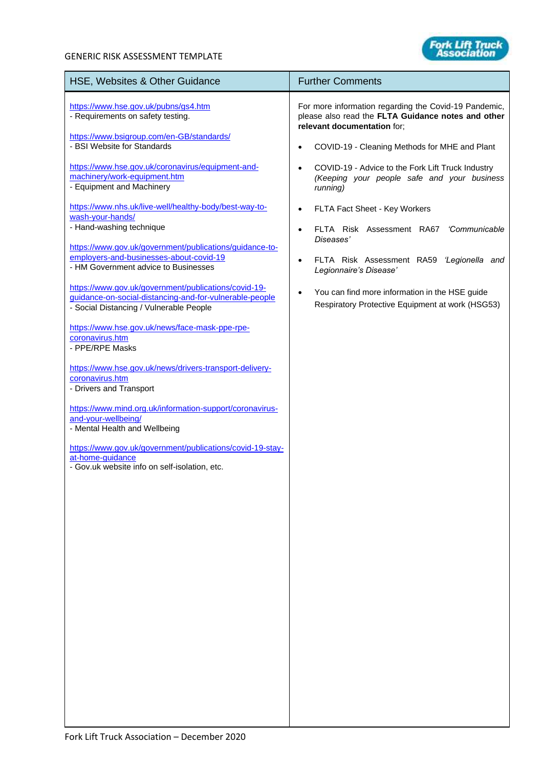| HSE, Websites & Other Guidance | Further Comments |
| --- | --- |
| https://www.hse.gov.uk/pubns/gs4.htm<br>- Requirements on safety testing.<br><br>https://www.bsigroup.com/en-GB/standards/<br>- BSI Website for Standards<br><br>https://www.hse.gov.uk/coronavirus/equipment-and-machinery/work-equipment.htm<br>- Equipment and Machinery<br><br>https://www.nhs.uk/live-well/healthy-body/best-way-to-wash-your-hands/<br>- Hand-washing technique<br><br>https://www.gov.uk/government/publications/guidance-to-employers-and-businesses-about-covid-19<br>- HM Government advice to Businesses<br><br>https://www.gov.uk/government/publications/covid-19-guidance-on-social-distancing-and-for-vulnerable-people<br>- Social Distancing / Vulnerable People<br><br>https://www.hse.gov.uk/news/face-mask-ppe-rpe-coronavirus.htm<br>- PPE/RPE Masks<br><br>https://www.hse.gov.uk/news/drivers-transport-delivery-coronavirus.htm<br>- Drivers and Transport<br><br>https://www.mind.org.uk/information-support/coronavirus-and-your-wellbeing/<br>- Mental Health and Wellbeing<br><br>https://www.gov.uk/government/publications/covid-19-stay-at-home-guidance<br>- Gov.uk website info on self-isolation, etc. | For more information regarding the Covid-19 Pandemic, please also read the **FLTA Guidance notes and other relevant documentation** for;<br><br>• COVID-19 - Cleaning Methods for MHE and Plant<br><br>• COVID-19 - Advice to the Fork Lift Truck Industry *(Keeping your people safe and your business running)*<br><br>• FLTA Fact Sheet - Key Workers<br><br>• FLTA Risk Assessment RA67 *'Communicable Diseases'*<br><br>• FLTA Risk Assessment RA59 *'Legionella and Legionnaire's Disease'*<br><br>• You can find more information in the HSE guide Respiratory Protective Equipment at work (HSG53) |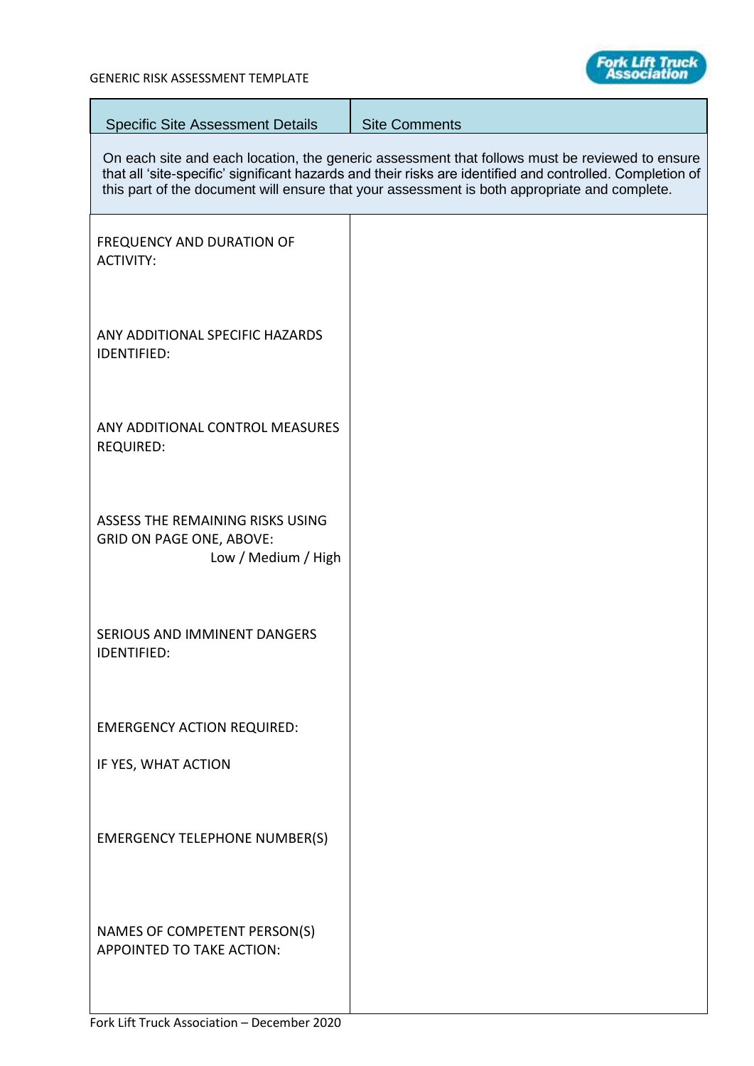| Specific Site Assessment Details | Site Comments |
|---|---|
| On each site and each location, the generic assessment that follows must be reviewed to ensure that all 'site-specific' significant hazards and their risks are identified and controlled. Completion of this part of the document will ensure that your assessment is both appropriate and complete. | |
| FREQUENCY AND DURATION OF ACTIVITY: | |
| ANY ADDITIONAL SPECIFIC HAZARDS IDENTIFIED: | |
| ANY ADDITIONAL CONTROL MEASURES REQUIRED: | |
| ASSESS THE REMAINING RISKS USING GRID ON PAGE ONE, ABOVE: Low / Medium / High | |
| SERIOUS AND IMMINENT DANGERS IDENTIFIED: | |
| EMERGENCY ACTION REQUIRED: IF YES, WHAT ACTION | |
| EMERGENCY TELEPHONE NUMBER(S) | |
| NAMES OF COMPETENT PERSON(S) APPOINTED TO TAKE ACTION: | |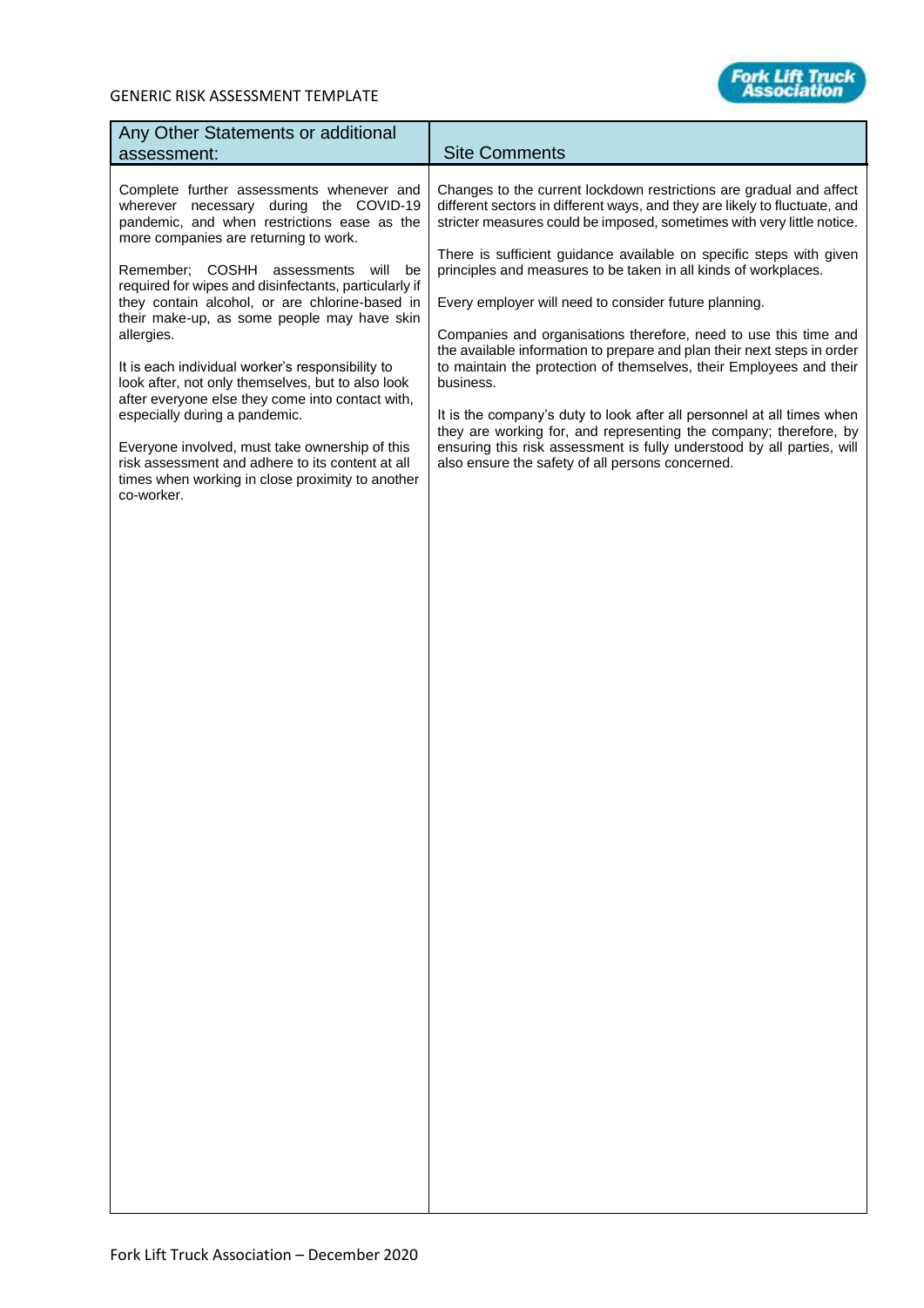| Any Other Statements or additional assessment: | Site Comments |
| --- | --- |
| Complete further assessments whenever and wherever necessary during the COVID-19 pandemic, and when restrictions ease as the more companies are returning to work.<br><br>Remember; COSHH assessments will be required for wipes and disinfectants, particularly if they contain alcohol, or are chlorine-based in their make-up, as some people may have skin allergies.<br><br>It is each individual worker's responsibility to look after, not only themselves, but to also look after everyone else they come into contact with, especially during a pandemic.<br><br>Everyone involved, must take ownership of this risk assessment and adhere to its content at all times when working in close proximity to another co-worker. | Changes to the current lockdown restrictions are gradual and affect different sectors in different ways, and they are likely to fluctuate, and stricter measures could be imposed, sometimes with very little notice.<br><br>There is sufficient guidance available on specific steps with given principles and measures to be taken in all kinds of workplaces.<br><br>Every employer will need to consider future planning.<br><br>Companies and organisations therefore, need to use this time and the available information to prepare and plan their next steps in order to maintain the protection of themselves, their Employees and their business.<br><br>It is the company's duty to look after all personnel at all times when they are working for, and representing the company; therefore, by ensuring this risk assessment is fully understood by all parties, will also ensure the safety of all persons concerned. |